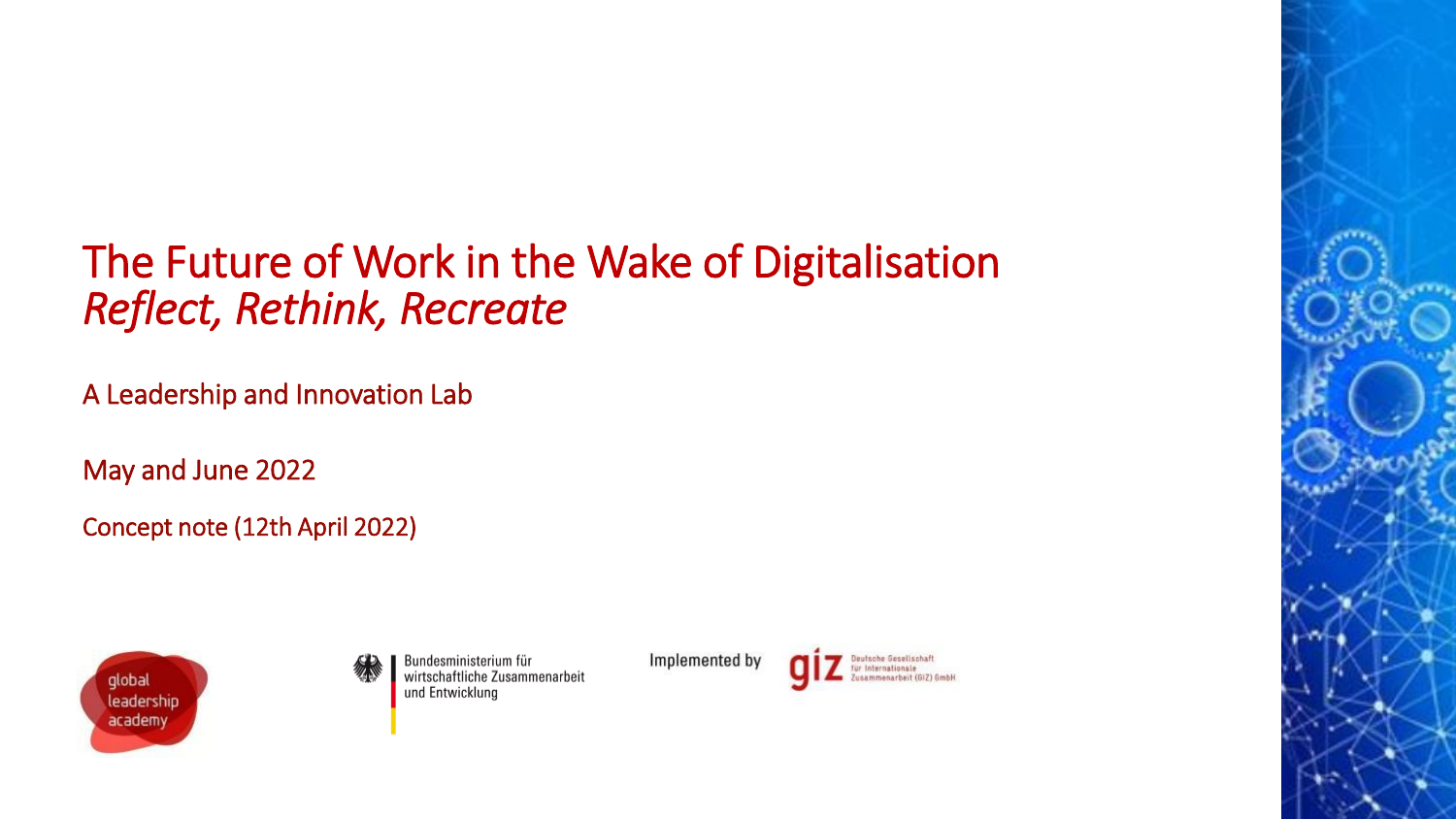# The Future of Work in the Wake of Digitalisation
*Reflect, Rethink, Recreate*

A Leadership and Innovation Lab

May and June 2022

Concept note (12th April 2022)

global leadership academy

Bundesministerium für wirtschaftliche Zusammenarbeit und Entwicklung

Implemented by giz Deutsche Gesellschaft für Internationale Zusammenarbeit (GIZ) GmbH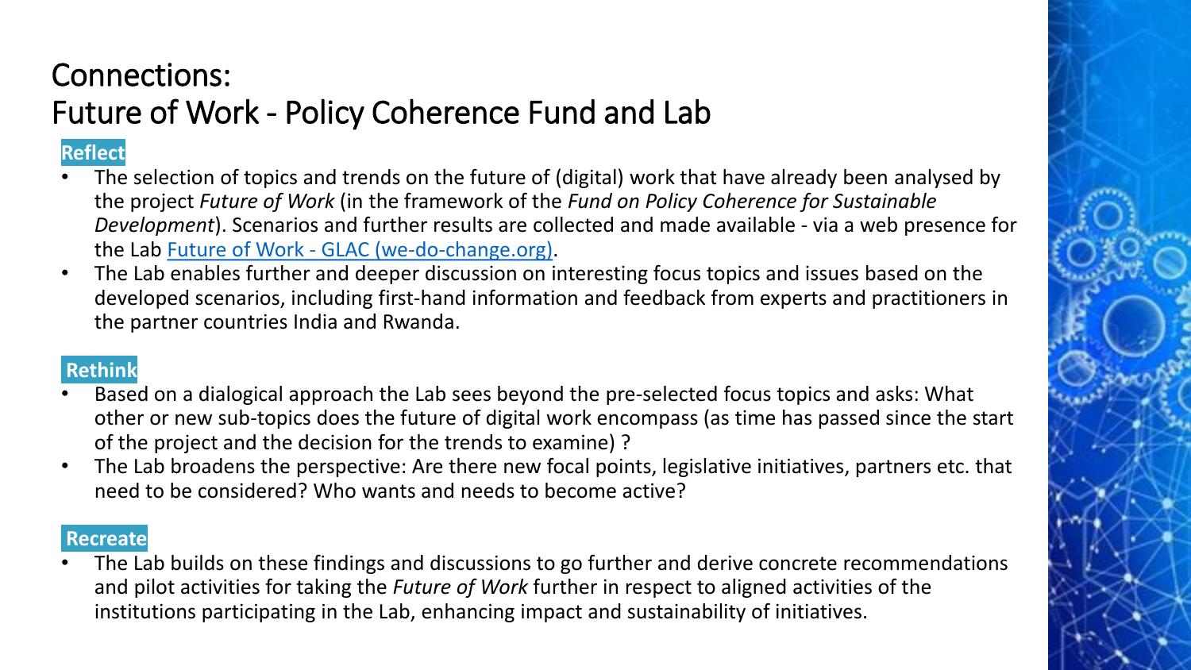# Connections:
# Future of Work - Policy Coherence Fund and Lab

**Reflect**

- The selection of topics and trends on the future of (digital) work that have already been analysed by the project *Future of Work* (in the framework of the *Fund on Policy Coherence for Sustainable Development*). Scenarios and further results are collected and made available - via a web presence for the Lab [Future of Work - GLAC (we-do-change.org)](Future of Work - GLAC (we-do-change.org)).
- The Lab enables further and deeper discussion on interesting focus topics and issues based on the developed scenarios, including first-hand information and feedback from experts and practitioners in the partner countries India and Rwanda.

**Rethink**

- Based on a dialogical approach the Lab sees beyond the pre-selected focus topics and asks: What other or new sub-topics does the future of digital work encompass (as time has passed since the start of the project and the decision for the trends to examine) ?
- The Lab broadens the perspective: Are there new focal points, legislative initiatives, partners etc. that need to be considered? Who wants and needs to become active?

**Recreate**

- The Lab builds on these findings and discussions to go further and derive concrete recommendations and pilot activities for taking the *Future of Work* further in respect to aligned activities of the institutions participating in the Lab, enhancing impact and sustainability of initiatives.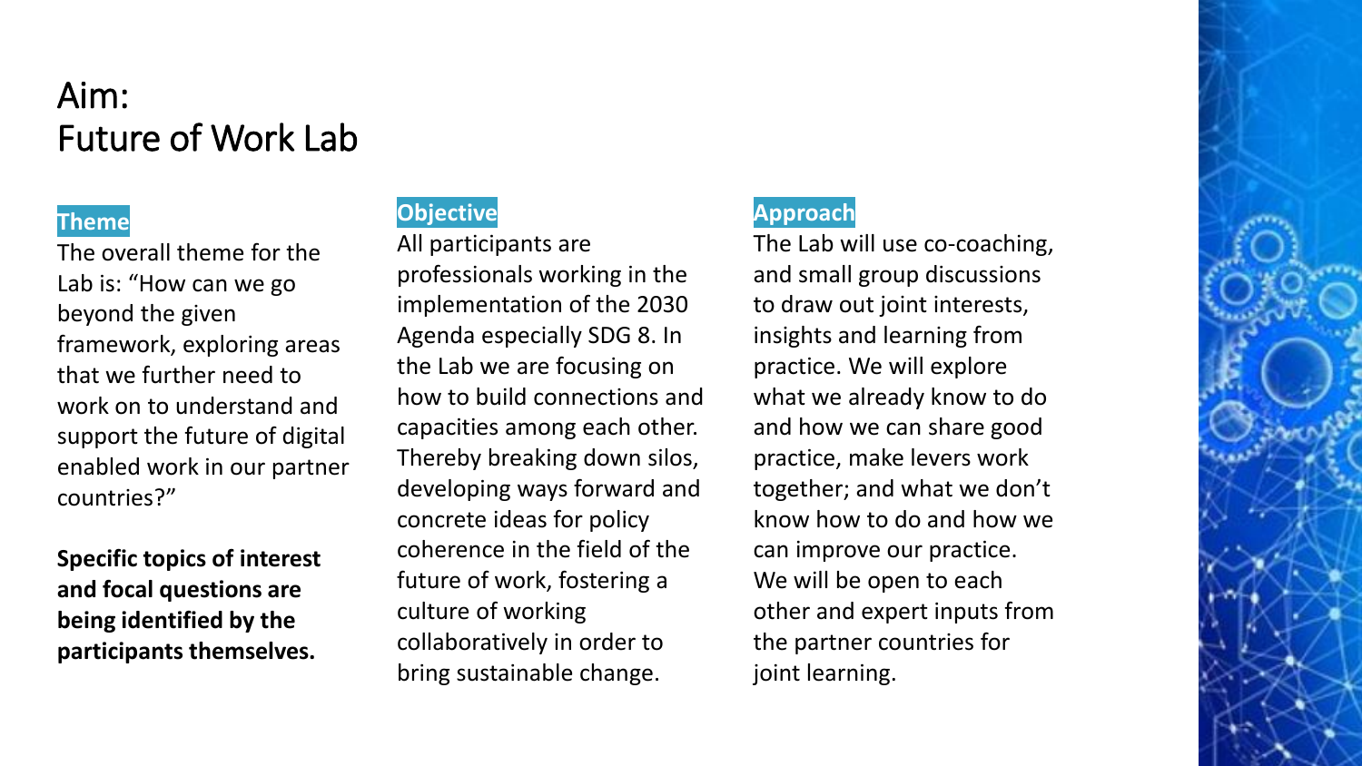# Aim:
# Future of Work Lab

## Theme

The overall theme for the Lab is: "How can we go beyond the given framework, exploring areas that we further need to work on to understand and support the future of digital enabled work in our partner countries?"

**Specific topics of interest and focal questions are being identified by the participants themselves.**

## Objective

All participants are professionals working in the implementation of the 2030 Agenda especially SDG 8. In the Lab we are focusing on how to build connections and capacities among each other. Thereby breaking down silos, developing ways forward and concrete ideas for policy coherence in the field of the future of work, fostering a culture of working collaboratively in order to bring sustainable change.

## Approach

The Lab will use co-coaching, and small group discussions to draw out joint interests, insights and learning from practice. We will explore what we already know to do and how we can share good practice, make levers work together; and what we don't know how to do and how we can improve our practice. We will be open to each other and expert inputs from the partner countries for joint learning.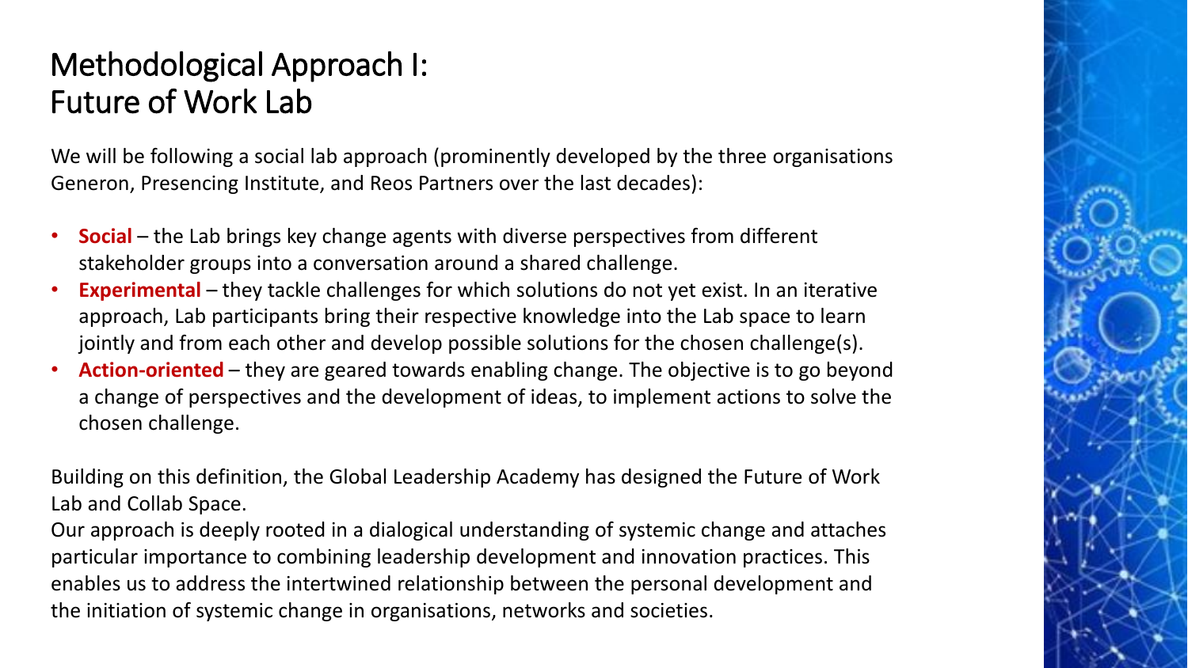# Methodological Approach I:
# Future of Work Lab

We will be following a social lab approach (prominently developed by the three organisations Generon, Presencing Institute, and Reos Partners over the last decades):

- **Social** – the Lab brings key change agents with diverse perspectives from different stakeholder groups into a conversation around a shared challenge.
- **Experimental** – they tackle challenges for which solutions do not yet exist. In an iterative approach, Lab participants bring their respective knowledge into the Lab space to learn jointly and from each other and develop possible solutions for the chosen challenge(s).
- **Action-oriented** – they are geared towards enabling change. The objective is to go beyond a change of perspectives and the development of ideas, to implement actions to solve the chosen challenge.

Building on this definition, the Global Leadership Academy has designed the Future of Work Lab and Collab Space.

Our approach is deeply rooted in a dialogical understanding of systemic change and attaches particular importance to combining leadership development and innovation practices. This enables us to address the intertwined relationship between the personal development and the initiation of systemic change in organisations, networks and societies.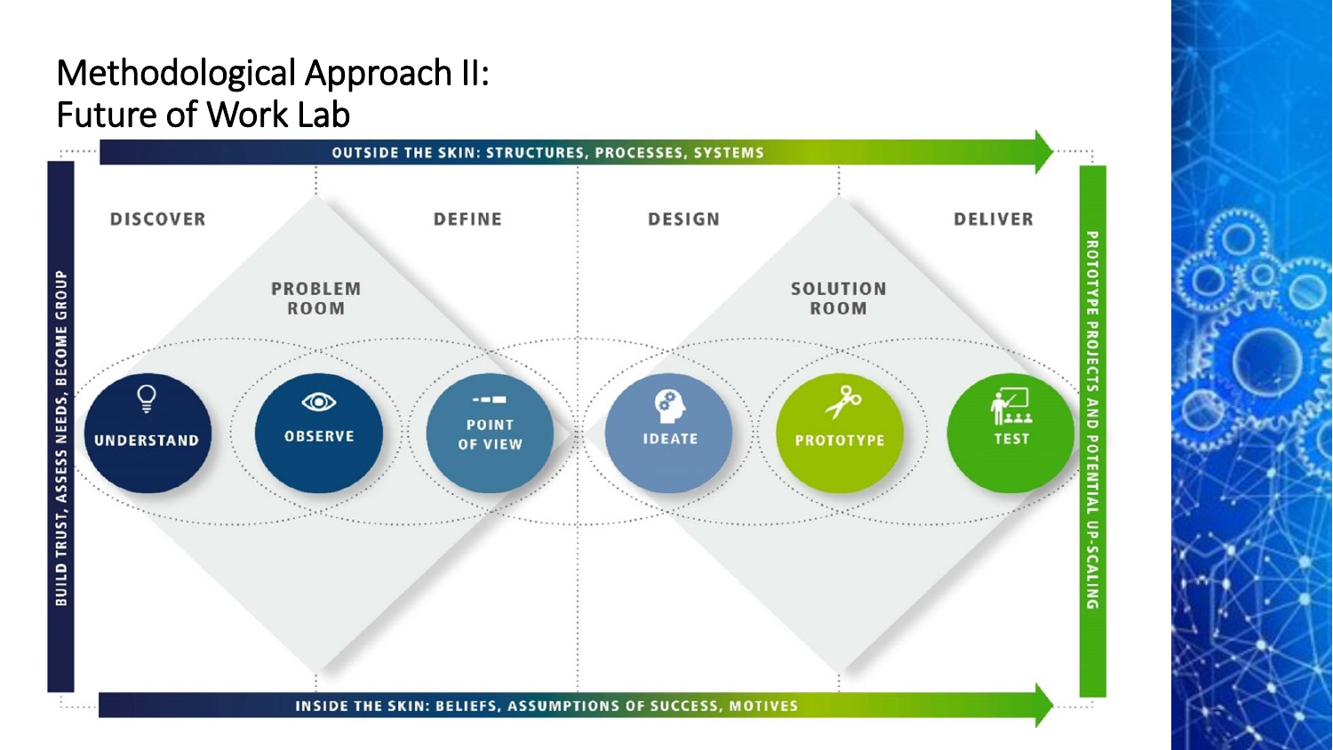# Methodological Approach II: Future of Work Lab

OUTSIDE THE SKIN: STRUCTURES, PROCESSES, SYSTEMS

BUILD TRUST, ASSESS NEEDS, BECOME GROUP

DISCOVER

DEFINE

DESIGN

DELIVER

PROBLEM ROOM

SOLUTION ROOM

UNDERSTAND

OBSERVE

POINT OF VIEW

IDEATE

PROTOTYPE

TEST

PROTOTYPE PROJECTS AND POTENTIAL UP-SCALING

INSIDE THE SKIN: BELIEFS, ASSUMPTIONS OF SUCCESS, MOTIVES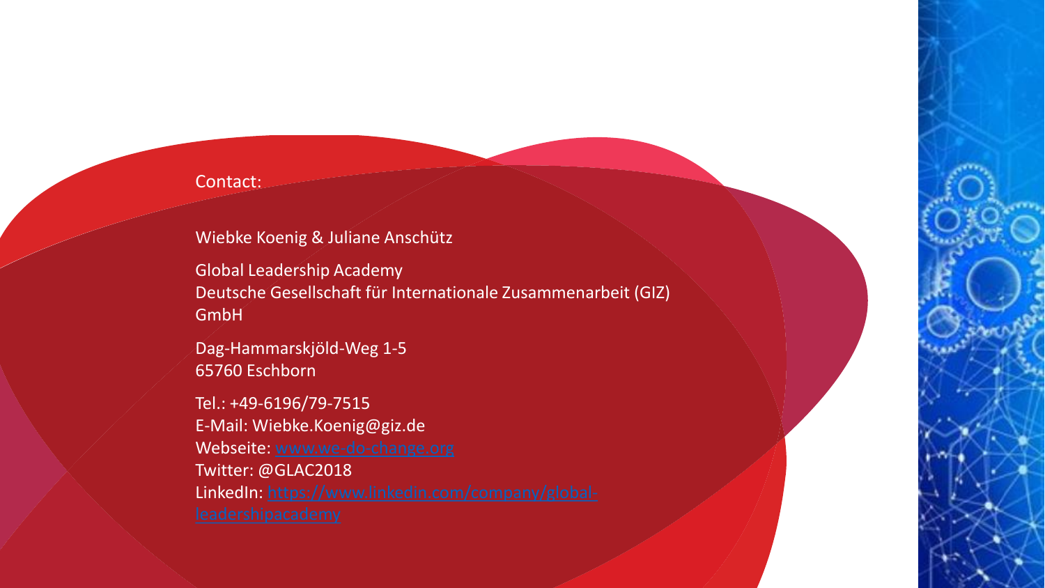Contact:

Wiebke Koenig & Juliane Anschütz

Global Leadership Academy
Deutsche Gesellschaft für Internationale Zusammenarbeit (GIZ) GmbH

Dag-Hammarskjöld-Weg 1-5
65760 Eschborn

Tel.: +49-6196/79-7515
E-Mail: Wiebke.Koenig@giz.de
Webseite: www.we-do-change.org
Twitter: @GLAC2018
LinkedIn: https://www.linkedin.com/company/global-leadershipacademy